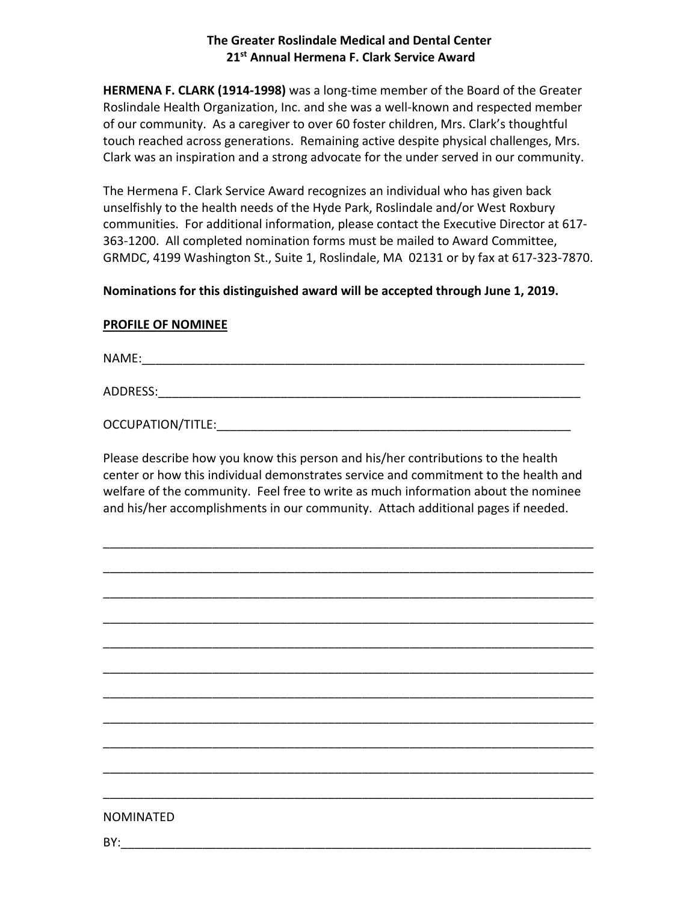**The Greater Roslindale Medical and Dental Center**
**21st Annual Hermena F. Clark Service Award**

**HERMENA F. CLARK (1914-1998)** was a long-time member of the Board of the Greater Roslindale Health Organization, Inc. and she was a well-known and respected member of our community. As a caregiver to over 60 foster children, Mrs. Clark's thoughtful touch reached across generations. Remaining active despite physical challenges, Mrs. Clark was an inspiration and a strong advocate for the under served in our community.

The Hermena F. Clark Service Award recognizes an individual who has given back unselfishly to the health needs of the Hyde Park, Roslindale and/or West Roxbury communities. For additional information, please contact the Executive Director at 617-363-1200. All completed nomination forms must be mailed to Award Committee, GRMDC, 4199 Washington St., Suite 1, Roslindale, MA 02131 or by fax at 617-323-7870.

**Nominations for this distinguished award will be accepted through June 1, 2019.**

**PROFILE OF NOMINEE**

NAME:_____________________________________________________________________

ADDRESS:__________________________________________________________________

OCCUPATION/TITLE:_________________________________________________________

Please describe how you know this person and his/her contributions to the health center or how this individual demonstrates service and commitment to the health and welfare of the community. Feel free to write as much information about the nominee and his/her accomplishments in our community. Attach additional pages if needed.

___________________________________________________________________________

___________________________________________________________________________

___________________________________________________________________________

___________________________________________________________________________

___________________________________________________________________________

___________________________________________________________________________

___________________________________________________________________________

___________________________________________________________________________

___________________________________________________________________________

___________________________________________________________________________

___________________________________________________________________________

NOMINATED

BY:________________________________________________________________________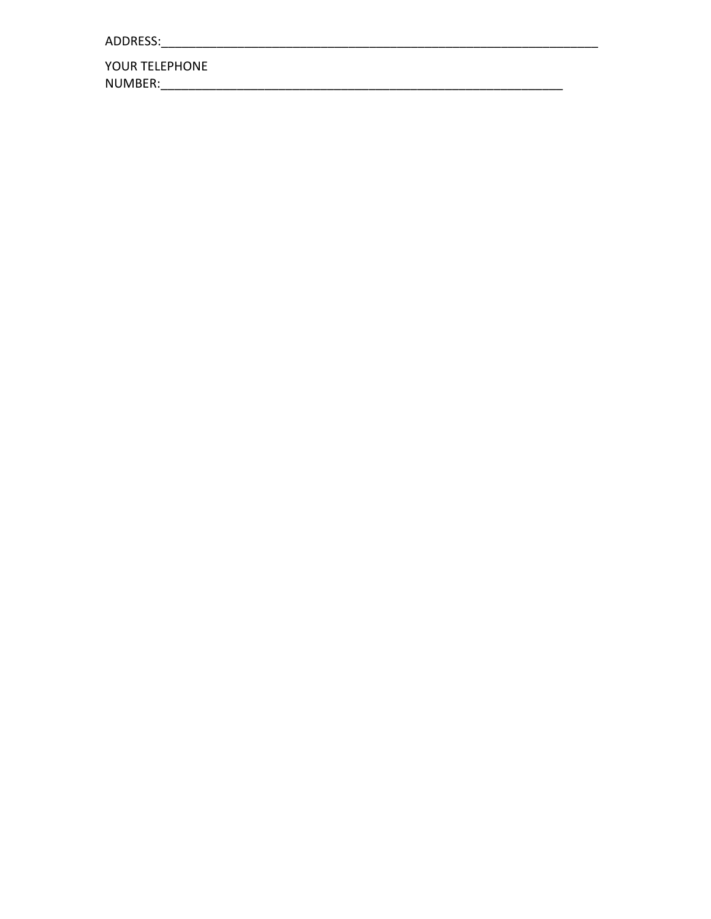ADDRESS:_______________________________________________________________

YOUR TELEPHONE
NUMBER:__________________________________________________________